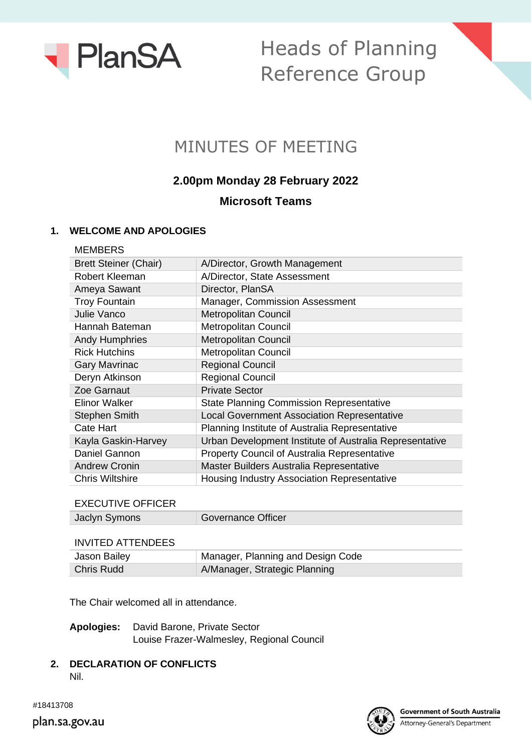PlanSA

# Heads of Planning Reference Group

## MINUTES OF MEETING

**2.00pm Monday 28 February 2022**

**Microsoft Teams**

### 1. WELCOME AND APOLOGIES

MEMBERS

| | |
|---|---|
| Brett Steiner (Chair) | A/Director, Growth Management |
| Robert Kleeman | A/Director, State Assessment |
| Ameya Sawant | Director, PlanSA |
| Troy Fountain | Manager, Commission Assessment |
| Julie Vanco | Metropolitan Council |
| Hannah Bateman | Metropolitan Council |
| Andy Humphries | Metropolitan Council |
| Rick Hutchins | Metropolitan Council |
| Gary Mavrinac | Regional Council |
| Deryn Atkinson | Regional Council |
| Zoe Garnaut | Private Sector |
| Elinor Walker | State Planning Commission Representative |
| Stephen Smith | Local Government Association Representative |
| Cate Hart | Planning Institute of Australia Representative |
| Kayla Gaskin-Harvey | Urban Development Institute of Australia Representative |
| Daniel Gannon | Property Council of Australia Representative |
| Andrew Cronin | Master Builders Australia Representative |
| Chris Wiltshire | Housing Industry Association Representative |

EXECUTIVE OFFICER

| | |
|---|---|
| Jaclyn Symons | Governance Officer |

INVITED ATTENDEES

| | |
|---|---|
| Jason Bailey | Manager, Planning and Design Code |
| Chris Rudd | A/Manager, Strategic Planning |

The Chair welcomed all in attendance.

**Apologies:** David Barone, Private Sector
Louise Frazer-Walmesley, Regional Council

### 2. DECLARATION OF CONFLICTS

Nil.

#18413708

plan.sa.gov.au

Government of South Australia
Attorney-General's Department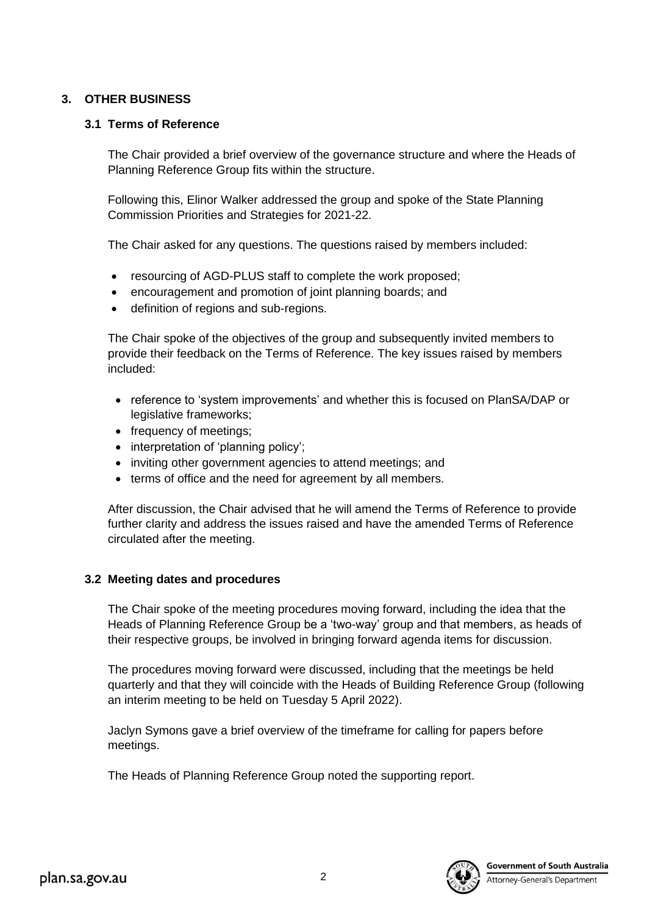## 3. OTHER BUSINESS

### 3.1 Terms of Reference

The Chair provided a brief overview of the governance structure and where the Heads of Planning Reference Group fits within the structure.

Following this, Elinor Walker addressed the group and spoke of the State Planning Commission Priorities and Strategies for 2021-22.

The Chair asked for any questions. The questions raised by members included:

- resourcing of AGD-PLUS staff to complete the work proposed;
- encouragement and promotion of joint planning boards; and
- definition of regions and sub-regions.

The Chair spoke of the objectives of the group and subsequently invited members to provide their feedback on the Terms of Reference. The key issues raised by members included:

- reference to 'system improvements' and whether this is focused on PlanSA/DAP or legislative frameworks;
- frequency of meetings;
- interpretation of 'planning policy';
- inviting other government agencies to attend meetings; and
- terms of office and the need for agreement by all members.

After discussion, the Chair advised that he will amend the Terms of Reference to provide further clarity and address the issues raised and have the amended Terms of Reference circulated after the meeting.

### 3.2 Meeting dates and procedures

The Chair spoke of the meeting procedures moving forward, including the idea that the Heads of Planning Reference Group be a 'two-way' group and that members, as heads of their respective groups, be involved in bringing forward agenda items for discussion.

The procedures moving forward were discussed, including that the meetings be held quarterly and that they will coincide with the Heads of Building Reference Group (following an interim meeting to be held on Tuesday 5 April 2022).

Jaclyn Symons gave a brief overview of the timeframe for calling for papers before meetings.

The Heads of Planning Reference Group noted the supporting report.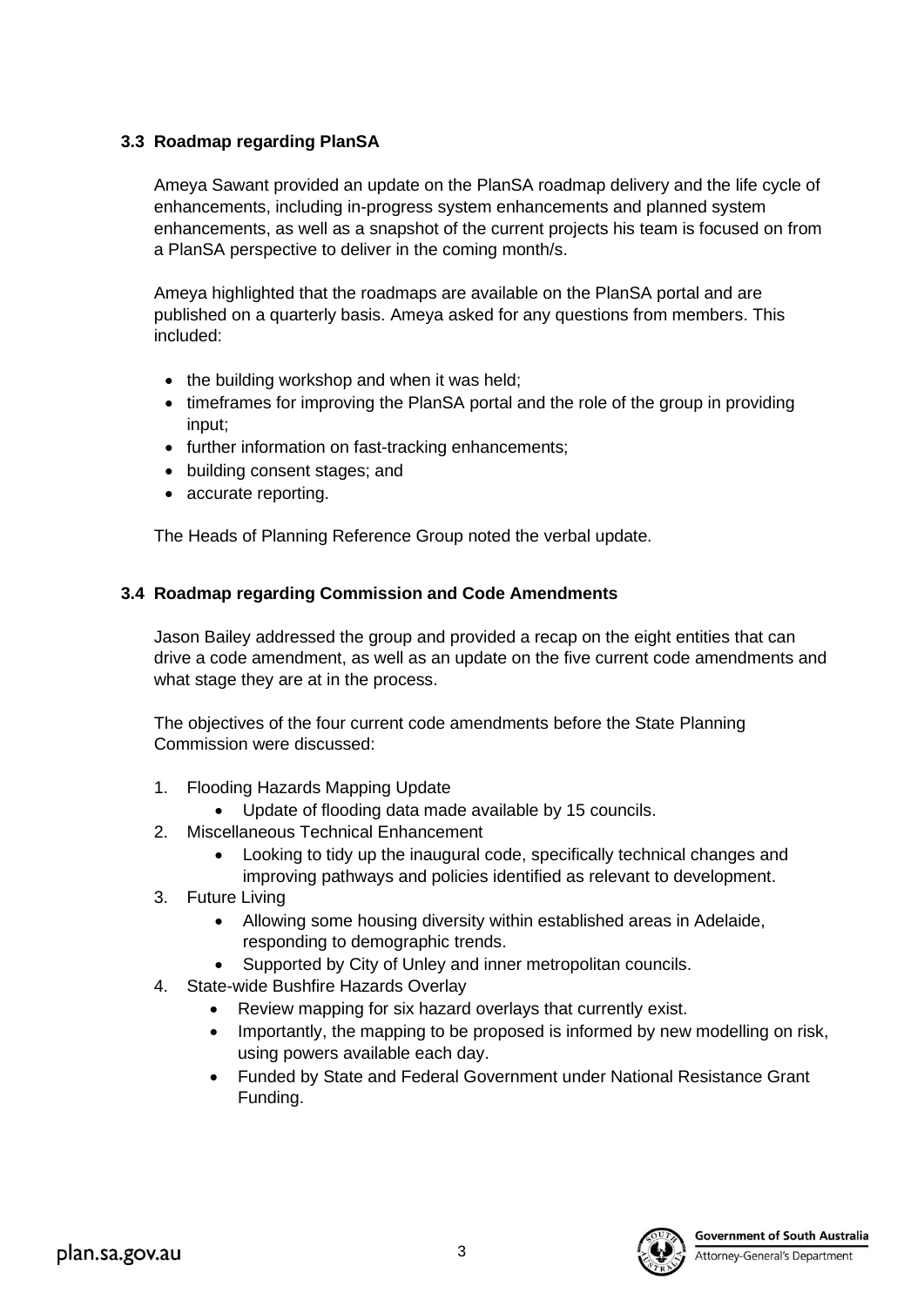### 3.3 Roadmap regarding PlanSA

Ameya Sawant provided an update on the PlanSA roadmap delivery and the life cycle of enhancements, including in-progress system enhancements and planned system enhancements, as well as a snapshot of the current projects his team is focused on from a PlanSA perspective to deliver in the coming month/s.

Ameya highlighted that the roadmaps are available on the PlanSA portal and are published on a quarterly basis. Ameya asked for any questions from members. This included:

- the building workshop and when it was held;
- timeframes for improving the PlanSA portal and the role of the group in providing input;
- further information on fast-tracking enhancements;
- building consent stages; and
- accurate reporting.

The Heads of Planning Reference Group noted the verbal update.

### 3.4 Roadmap regarding Commission and Code Amendments

Jason Bailey addressed the group and provided a recap on the eight entities that can drive a code amendment, as well as an update on the five current code amendments and what stage they are at in the process.

The objectives of the four current code amendments before the State Planning Commission were discussed:

1. Flooding Hazards Mapping Update
    - Update of flooding data made available by 15 councils.
2. Miscellaneous Technical Enhancement
    - Looking to tidy up the inaugural code, specifically technical changes and improving pathways and policies identified as relevant to development.
3. Future Living
    - Allowing some housing diversity within established areas in Adelaide, responding to demographic trends.
    - Supported by City of Unley and inner metropolitan councils.
4. State-wide Bushfire Hazards Overlay
    - Review mapping for six hazard overlays that currently exist.
    - Importantly, the mapping to be proposed is informed by new modelling on risk, using powers available each day.
    - Funded by State and Federal Government under National Resistance Grant Funding.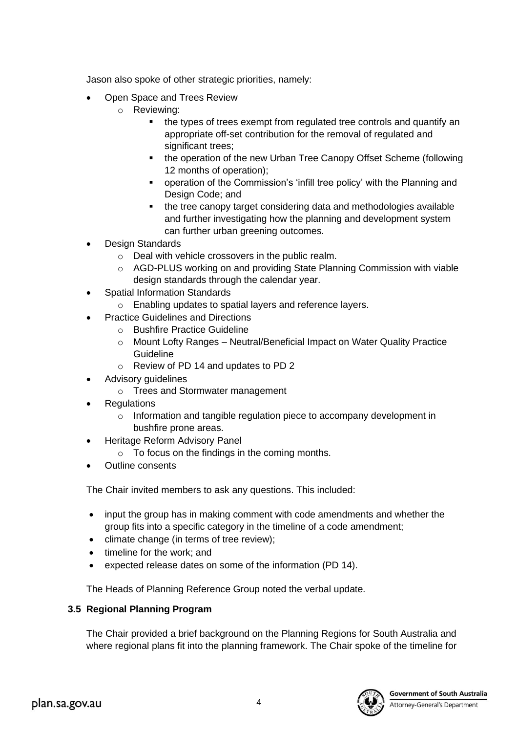Jason also spoke of other strategic priorities, namely:

- Open Space and Trees Review
    - Reviewing:
        - the types of trees exempt from regulated tree controls and quantify an appropriate off-set contribution for the removal of regulated and significant trees;
        - the operation of the new Urban Tree Canopy Offset Scheme (following 12 months of operation);
        - operation of the Commission's 'infill tree policy' with the Planning and Design Code; and
        - the tree canopy target considering data and methodologies available and further investigating how the planning and development system can further urban greening outcomes.
- Design Standards
    - Deal with vehicle crossovers in the public realm.
    - AGD-PLUS working on and providing State Planning Commission with viable design standards through the calendar year.
- Spatial Information Standards
    - Enabling updates to spatial layers and reference layers.
- Practice Guidelines and Directions
    - Bushfire Practice Guideline
    - Mount Lofty Ranges – Neutral/Beneficial Impact on Water Quality Practice Guideline
    - Review of PD 14 and updates to PD 2
- Advisory guidelines
    - Trees and Stormwater management
- Regulations
    - Information and tangible regulation piece to accompany development in bushfire prone areas.
- Heritage Reform Advisory Panel
    - To focus on the findings in the coming months.
- Outline consents

The Chair invited members to ask any questions. This included:

- input the group has in making comment with code amendments and whether the group fits into a specific category in the timeline of a code amendment;
- climate change (in terms of tree review);
- timeline for the work; and
- expected release dates on some of the information (PD 14).

The Heads of Planning Reference Group noted the verbal update.

### 3.5 Regional Planning Program

The Chair provided a brief background on the Planning Regions for South Australia and where regional plans fit into the planning framework. The Chair spoke of the timeline for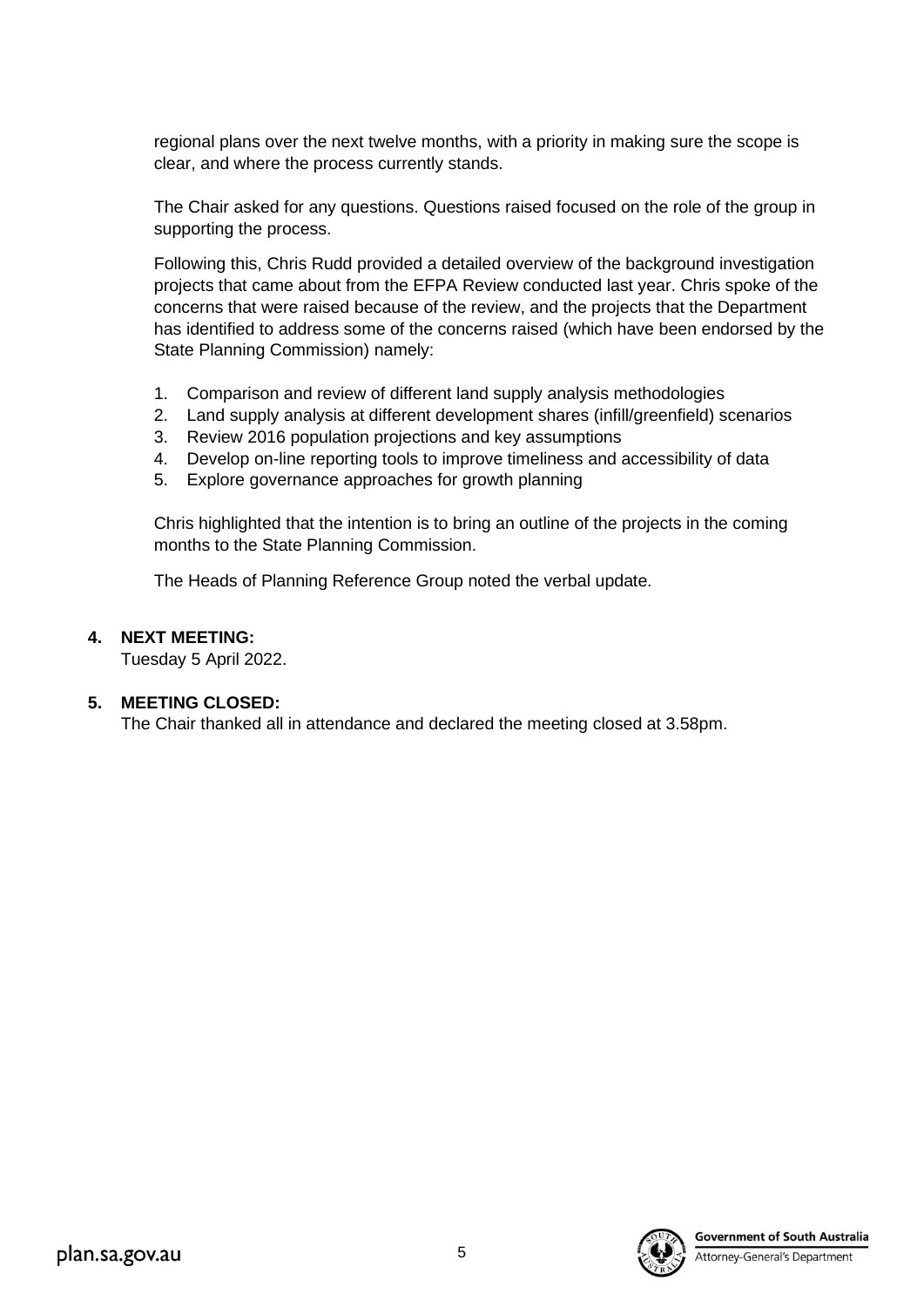regional plans over the next twelve months, with a priority in making sure the scope is clear, and where the process currently stands.

The Chair asked for any questions. Questions raised focused on the role of the group in supporting the process.

Following this, Chris Rudd provided a detailed overview of the background investigation projects that came about from the EFPA Review conducted last year. Chris spoke of the concerns that were raised because of the review, and the projects that the Department has identified to address some of the concerns raised (which have been endorsed by the State Planning Commission) namely:

1. Comparison and review of different land supply analysis methodologies
2. Land supply analysis at different development shares (infill/greenfield) scenarios
3. Review 2016 population projections and key assumptions
4. Develop on-line reporting tools to improve timeliness and accessibility of data
5. Explore governance approaches for growth planning

Chris highlighted that the intention is to bring an outline of the projects in the coming months to the State Planning Commission.

The Heads of Planning Reference Group noted the verbal update.

**4. NEXT MEETING:**

Tuesday 5 April 2022.

**5. MEETING CLOSED:**

The Chair thanked all in attendance and declared the meeting closed at 3.58pm.